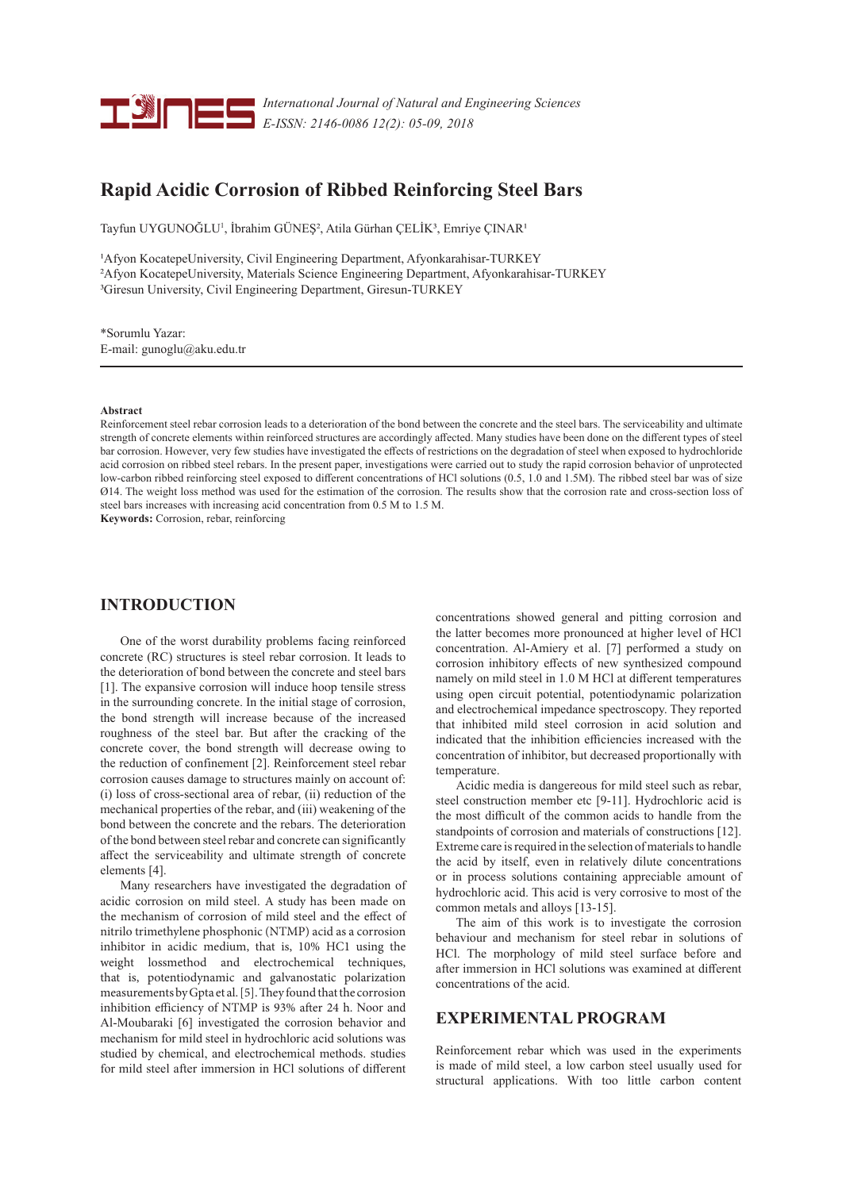# Rapid Acidic Corrosion of Ribbed Reinforcing Steel Bars

Tayfun UYGUNOĞLU[1], İbrahim GÜNEŞ[2], Atila Gürhan ÇELİK[3], Emriye ÇINAR[1]

[1]Afyon KocatepeUniversity, Civil Engineering Department, Afyonkarahisar-TURKEY
[2]Afyon KocatepeUniversity, Materials Science Engineering Department, Afyonkarahisar-TURKEY
[3]Giresun University, Civil Engineering Department, Giresun-TURKEY

*Sorumlu Yazar:
E-mail: gunoglu@aku.edu.tr

**Abstract**

Reinforcement steel rebar corrosion leads to a deterioration of the bond between the concrete and the steel bars. The serviceability and ultimate strength of concrete elements within reinforced structures are accordingly affected. Many studies have been done on the different types of steel bar corrosion. However, very few studies have investigated the effects of restrictions on the degradation of steel when exposed to hydrochloride acid corrosion on ribbed steel rebars. In the present paper, investigations were carried out to study the rapid corrosion behavior of unprotected low-carbon ribbed reinforcing steel exposed to different concentrations of HCl solutions (0.5, 1.0 and 1.5M). The ribbed steel bar was of size Ø14. The weight loss method was used for the estimation of the corrosion. The results show that the corrosion rate and cross-section loss of steel bars increases with increasing acid concentration from 0.5 M to 1.5 M.

**Keywords:** Corrosion, rebar, reinforcing

## INTRODUCTION

One of the worst durability problems facing reinforced concrete (RC) structures is steel rebar corrosion. It leads to the deterioration of bond between the concrete and steel bars [1]. The expansive corrosion will induce hoop tensile stress in the surrounding concrete. In the initial stage of corrosion, the bond strength will increase because of the increased roughness of the steel bar. But after the cracking of the concrete cover, the bond strength will decrease owing to the reduction of confinement [2]. Reinforcement steel rebar corrosion causes damage to structures mainly on account of: (i) loss of cross-sectional area of rebar, (ii) reduction of the mechanical properties of the rebar, and (iii) weakening of the bond between the concrete and the rebars. The deterioration of the bond between steel rebar and concrete can significantly affect the serviceability and ultimate strength of concrete elements [4].

Many researchers have investigated the degradation of acidic corrosion on mild steel. A study has been made on the mechanism of corrosion of mild steel and the effect of nitrilo trimethylene phosphonic (NTMP) acid as a corrosion inhibitor in acidic medium, that is, 10% HC1 using the weight lossmethod and electrochemical techniques, that is, potentiodynamic and galvanostatic polarization measurements by Gpta et al. [5]. They found that the corrosion inhibition efficiency of NTMP is 93% after 24 h. Noor and Al-Moubaraki [6] investigated the corrosion behavior and mechanism for mild steel in hydrochloric acid solutions was studied by chemical, and electrochemical methods. studies for mild steel after immersion in HCl solutions of different concentrations showed general and pitting corrosion and the latter becomes more pronounced at higher level of HCl concentration. Al-Amiery et al. [7] performed a study on corrosion inhibitory effects of new synthesized compound namely on mild steel in 1.0 M HCl at different temperatures using open circuit potential, potentiodynamic polarization and electrochemical impedance spectroscopy. They reported that inhibited mild steel corrosion in acid solution and indicated that the inhibition efficiencies increased with the concentration of inhibitor, but decreased proportionally with temperature.

Acidic media is dangerous for mild steel such as rebar, steel construction member etc [9-11]. Hydrochloric acid is the most difficult of the common acids to handle from the standpoints of corrosion and materials of constructions [12]. Extreme care is required in the selection of materials to handle the acid by itself, even in relatively dilute concentrations or in process solutions containing appreciable amount of hydrochloric acid. This acid is very corrosive to most of the common metals and alloys [13-15].

The aim of this work is to investigate the corrosion behaviour and mechanism for steel rebar in solutions of HCl. The morphology of mild steel surface before and after immersion in HCl solutions was examined at different concentrations of the acid.

## EXPERIMENTAL PROGRAM

Reinforcement rebar which was used in the experiments is made of mild steel, a low carbon steel usually used for structural applications. With too little carbon content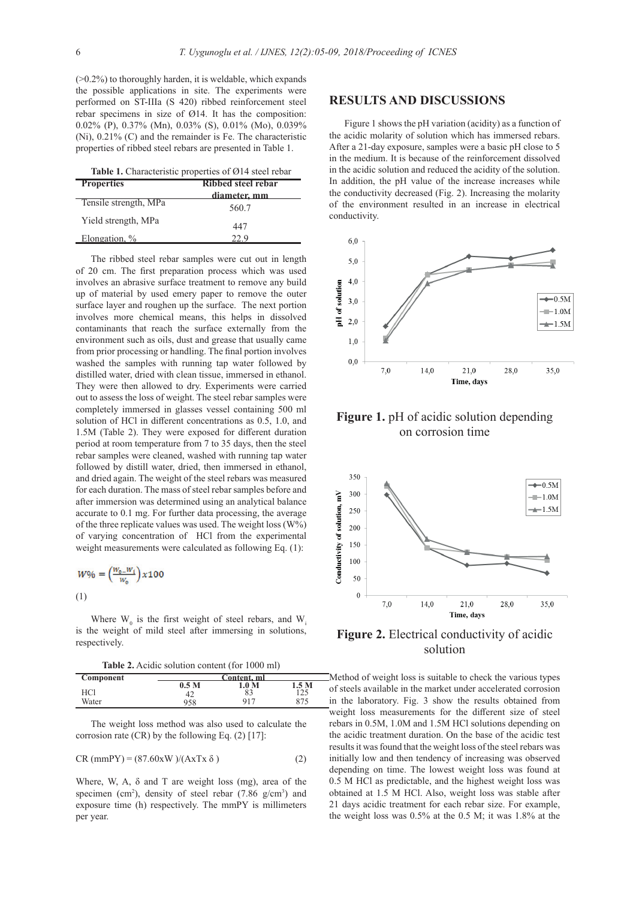(>0.2%) to thoroughly harden, it is weldable, which expands the possible applications in site. The experiments were performed on ST-IIIa (S 420) ribbed reinforcement steel rebar specimens in size of Ø14. It has the composition: 0.02% (P), 0.37% (Mn), 0.03% (S), 0.01% (Mo), 0.039% (Ni), 0.21% (C) and the remainder is Fe. The characteristic properties of ribbed steel rebars are presented in Table 1.

**Table 1.** Characteristic properties of Ø14 steel rebar

| Properties | Ribbed steel rebar diameter, mm |
|---|---|
| Tensile strength, MPa | 560.7 |
| Yield strength, MPa | 447 |
| Elongation, % | 22.9 |

The ribbed steel rebar samples were cut out in length of 20 cm. The first preparation process which was used involves an abrasive surface treatment to remove any build up of material by used emery paper to remove the outer surface layer and roughen up the surface. The next portion involves more chemical means, this helps in dissolved contaminants that reach the surface externally from the environment such as oils, dust and grease that usually came from prior processing or handling. The final portion involves washed the samples with running tap water followed by distilled water, dried with clean tissue, immersed in ethanol. They were then allowed to dry. Experiments were carried out to assess the loss of weight. The steel rebar samples were completely immersed in glasses vessel containing 500 ml solution of HCl in different concentrations as 0.5, 1.0, and 1.5M (Table 2). They were exposed for different duration period at room temperature from 7 to 35 days, then the steel rebar samples were cleaned, washed with running tap water followed by distill water, dried, then immersed in ethanol, and dried again. The weight of the steel rebars was measured for each duration. The mass of steel rebar samples before and after immersion was determined using an analytical balance accurate to 0.1 mg. For further data processing, the average of the three replicate values was used. The weight loss (W%) of varying concentration of HCl from the experimental weight measurements were calculated as following Eq. (1):

$$W\% = \left(\frac{W_0 - W_i}{W_0}\right) x100 \quad (1)$$

Where $W_0$ is the first weight of steel rebars, and $W_i$ is the weight of mild steel after immersing in solutions, respectively.

**Table 2.** Acidic solution content (for 1000 ml)

| Component | Content, ml | | |
|---|---|---|---|
| | 0.5 M | 1.0 M | 1.5 M |
| HCl | 42 | 83 | 125 |
| Water | 958 | 917 | 875 |

The weight loss method was also used to calculate the corrosion rate (CR) by the following Eq. (2) [17]:

$$CR\ (mmPY) = (87.60xW)/(AxTx\ \delta) \quad (2)$$

Where, W, A, δ and T are weight loss (mg), area of the specimen ($cm^2$), density of steel rebar (7.86 $g/cm^3$) and exposure time (h) respectively. The mmPY is millimeters per year.

## RESULTS AND DISCUSSIONS

Figure 1 shows the pH variation (acidity) as a function of the acidic molarity of solution which has immersed rebars. After a 21-day exposure, samples were a basic pH close to 5 in the medium. It is because of the reinforcement dissolved in the acidic solution and reduced the acidity of the solution. In addition, the pH value of the increase increases while the conductivity decreased (Fig. 2). Increasing the molarity of the environment resulted in an increase in electrical conductivity.

**Figure 1.** pH of acidic solution depending on corrosion time

**Figure 2.** Electrical conductivity of acidic solution

Method of weight loss is suitable to check the various types of steels available in the market under accelerated corrosion in the laboratory. Fig. 3 show the results obtained from weight loss measurements for the different size of steel rebars in 0.5M, 1.0M and 1.5M HCl solutions depending on the acidic treatment duration. On the base of the acidic test results it was found that the weight loss of the steel rebars was initially low and then tendency of increasing was observed depending on time. The lowest weight loss was found at 0.5 M HCl as predictable, and the highest weight loss was obtained at 1.5 M HCl. Also, weight loss was stable after 21 days acidic treatment for each rebar size. For example, the weight loss was 0.5% at the 0.5 M; it was 1.8% at the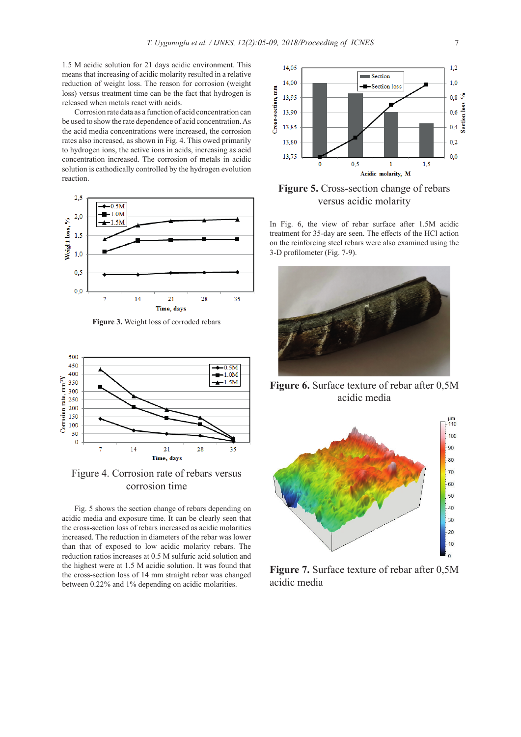1.5 M acidic solution for 21 days acidic environment. This means that increasing of acidic molarity resulted in a relative reduction of weight loss. The reason for corrosion (weight loss) versus treatment time can be the fact that hydrogen is released when metals react with acids.

Corrosion rate data as a function of acid concentration can be used to show the rate dependence of acid concentration. As the acid media concentrations were increased, the corrosion rates also increased, as shown in Fig. 4. This owed primarily to hydrogen ions, the active ions in acids, increasing as acid concentration increased. The corrosion of metals in acidic solution is cathodically controlled by the hydrogen evolution reaction.

**Figure 3.** Weight loss of corroded rebars

Figure 4. Corrosion rate of rebars versus corrosion time

Fig. 5 shows the section change of rebars depending on acidic media and exposure time. It can be clearly seen that the cross-section loss of rebars increased as acidic molarities increased. The reduction in diameters of the rebar was lower than that of exposed to low acidic molarity rebars. The reduction ratios increases at 0.5 M sulfuric acid solution and the highest were at 1.5 M acidic solution. It was found that the cross-section loss of 14 mm straight rebar was changed between 0.22% and 1% depending on acidic molarities.

**Figure 5.** Cross-section change of rebars versus acidic molarity

In Fig. 6, the view of rebar surface after 1.5M acidic treatment for 35-day are seen. The effects of the HCl action on the reinforcing steel rebars were also examined using the 3-D profilometer (Fig. 7-9).

**Figure 6.** Surface texture of rebar after 0,5M acidic media

**Figure 7.** Surface texture of rebar after 0,5M acidic media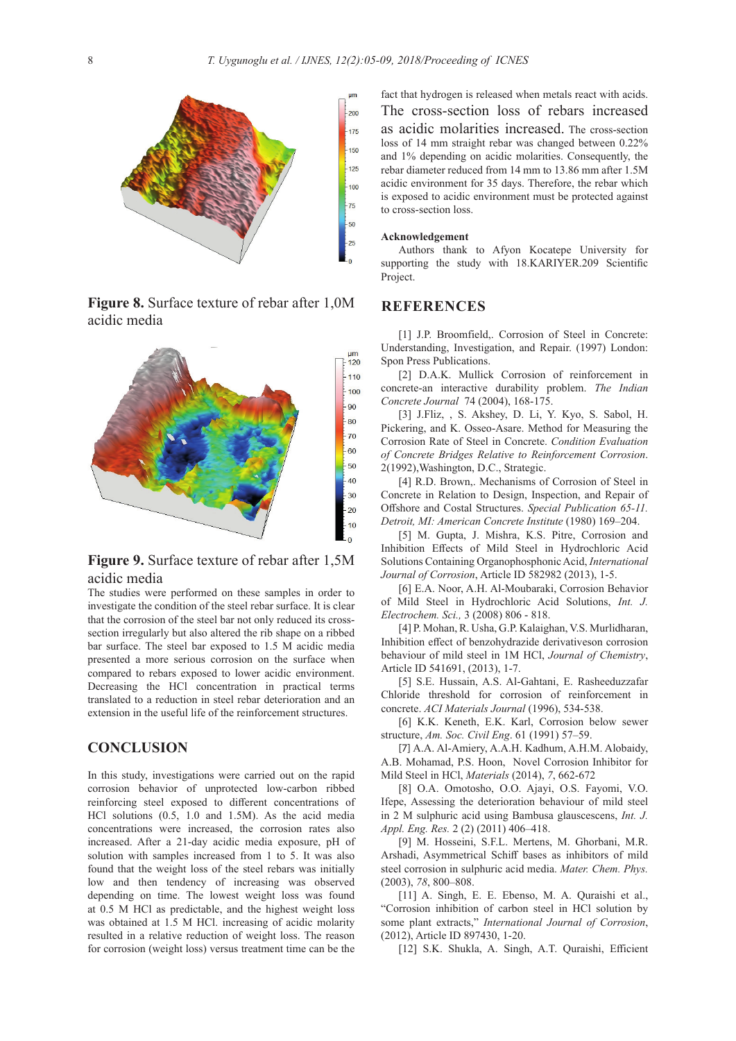**Figure 8.** Surface texture of rebar after 1,0M acidic media

**Figure 9.** Surface texture of rebar after 1,5M acidic media

The studies were performed on these samples in order to investigate the condition of the steel rebar surface. It is clear that the corrosion of the steel bar not only reduced its cross-section irregularly but also altered the rib shape on a ribbed bar surface. The steel bar exposed to 1.5 M acidic media presented a more serious corrosion on the surface when compared to rebars exposed to lower acidic environment. Decreasing the HCl concentration in practical terms translated to a reduction in steel rebar deterioration and an extension in the useful life of the reinforcement structures.

## CONCLUSION

In this study, investigations were carried out on the rapid corrosion behavior of unprotected low-carbon ribbed reinforcing steel exposed to different concentrations of HCl solutions (0.5, 1.0 and 1.5M). As the acid media concentrations were increased, the corrosion rates also increased. After a 21-day acidic media exposure, pH of solution with samples increased from 1 to 5. It was also found that the weight loss of the steel rebars was initially low and then tendency of increasing was observed depending on time. The lowest weight loss was found at 0.5 M HCl as predictable, and the highest weight loss was obtained at 1.5 M HCl. increasing of acidic molarity resulted in a relative reduction of weight loss. The reason for corrosion (weight loss) versus treatment time can be the fact that hydrogen is released when metals react with acids. The cross-section loss of rebars increased as acidic molarities increased. The cross-section loss of 14 mm straight rebar was changed between 0.22% and 1% depending on acidic molarities. Consequently, the rebar diameter reduced from 14 mm to 13.86 mm after 1.5M acidic environment for 35 days. Therefore, the rebar which is exposed to acidic environment must be protected against to cross-section loss.

### Acknowledgement

Authors thank to Afyon Kocatepe University for supporting the study with 18.KARIYER.209 Scientific Project.

## REFERENCES

[1] J.P. Broomfield,. Corrosion of Steel in Concrete: Understanding, Investigation, and Repair. (1997) London: Spon Press Publications.

[2] D.A.K. Mullick Corrosion of reinforcement in concrete-an interactive durability problem. *The Indian Concrete Journal* 74 (2004), 168-175.

[3] J.Fliz, , S. Akshey, D. Li, Y. Kyo, S. Sabol, H. Pickering, and K. Osseo-Asare. Method for Measuring the Corrosion Rate of Steel in Concrete. *Condition Evaluation of Concrete Bridges Relative to Reinforcement Corrosion*. 2(1992),Washington, D.C., Strategic.

[4] R.D. Brown,. Mechanisms of Corrosion of Steel in Concrete in Relation to Design, Inspection, and Repair of Offshore and Costal Structures. *Special Publication 65-11. Detroit, MI: American Concrete Institute* (1980) 169–204.

[5] M. Gupta, J. Mishra, K.S. Pitre, Corrosion and Inhibition Effects of Mild Steel in Hydrochloric Acid Solutions Containing Organophosphonic Acid, *International Journal of Corrosion*, Article ID 582982 (2013), 1-5.

[6] E.A. Noor, A.H. Al-Moubaraki, Corrosion Behavior of Mild Steel in Hydrochloric Acid Solutions, *Int. J. Electrochem. Sci.,* 3 (2008) 806 - 818.

[4] P. Mohan, R. Usha, G.P. Kalaighan, V.S. Murlidharan, Inhibition effect of benzohydrazide derivativeson corrosion behaviour of mild steel in 1M HCl, *Journal of Chemistry*, Article ID 541691, (2013), 1-7.

[5] S.E. Hussain, A.S. Al-Gahtani, E. Rasheeduzzafar Chloride threshold for corrosion of reinforcement in concrete. *ACI Materials Journal* (1996), 534-538.

[6] K.K. Keneth, E.K. Karl, Corrosion below sewer structure, *Am. Soc. Civil Eng*. 61 (1991) 57–59.

[7] A.A. Al-Amiery, A.A.H. Kadhum, A.H.M. Alobaidy, A.B. Mohamad, P.S. Hoon, Novel Corrosion Inhibitor for Mild Steel in HCl, *Materials* (2014), *7*, 662-672

[8] O.A. Omotosho, O.O. Ajayi, O.S. Fayomi, V.O. Ifepe, Assessing the deterioration behaviour of mild steel in 2 M sulphuric acid using Bambusa glauscescens, *Int. J. Appl. Eng. Res.* 2 (2) (2011) 406–418.

[9] M. Hosseini, S.F.L. Mertens, M. Ghorbani, M.R. Arshadi, Asymmetrical Schiff bases as inhibitors of mild steel corrosion in sulphuric acid media. *Mater. Chem. Phys.* (2003), *78*, 800–808.

[11] A. Singh, E. E. Ebenso, M. A. Quraishi et al., "Corrosion inhibition of carbon steel in HCl solution by some plant extracts," *International Journal of Corrosion*, (2012), Article ID 897430, 1-20.

[12] S.K. Shukla, A. Singh, A.T. Quraishi, Efficient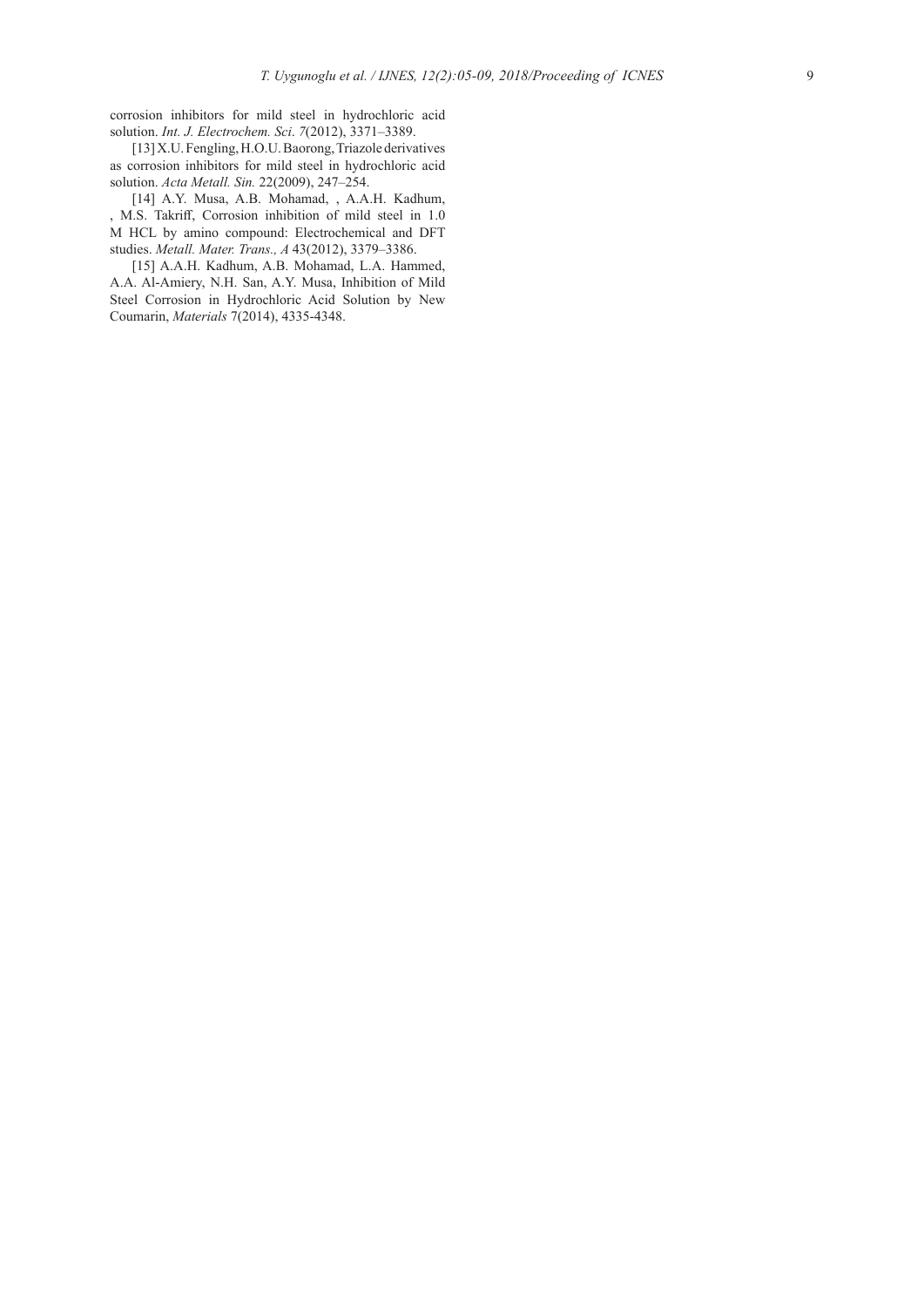corrosion inhibitors for mild steel in hydrochloric acid solution. *Int. J. Electrochem. Sci*. *7*(2012), 3371–3389.

[13] X.U. Fengling, H.O.U. Baorong, Triazole derivatives as corrosion inhibitors for mild steel in hydrochloric acid solution. *Acta Metall. Sin.* 22(2009), 247–254.

[14] A.Y. Musa, A.B. Mohamad, , A.A.H. Kadhum, , M.S. Takriff, Corrosion inhibition of mild steel in 1.0 M HCL by amino compound: Electrochemical and DFT studies. *Metall. Mater. Trans., A* 43(2012), 3379–3386.

[15] A.A.H. Kadhum, A.B. Mohamad, L.A. Hammed, A.A. Al-Amiery, N.H. San, A.Y. Musa, Inhibition of Mild Steel Corrosion in Hydrochloric Acid Solution by New Coumarin, *Materials* 7(2014), 4335-4348.